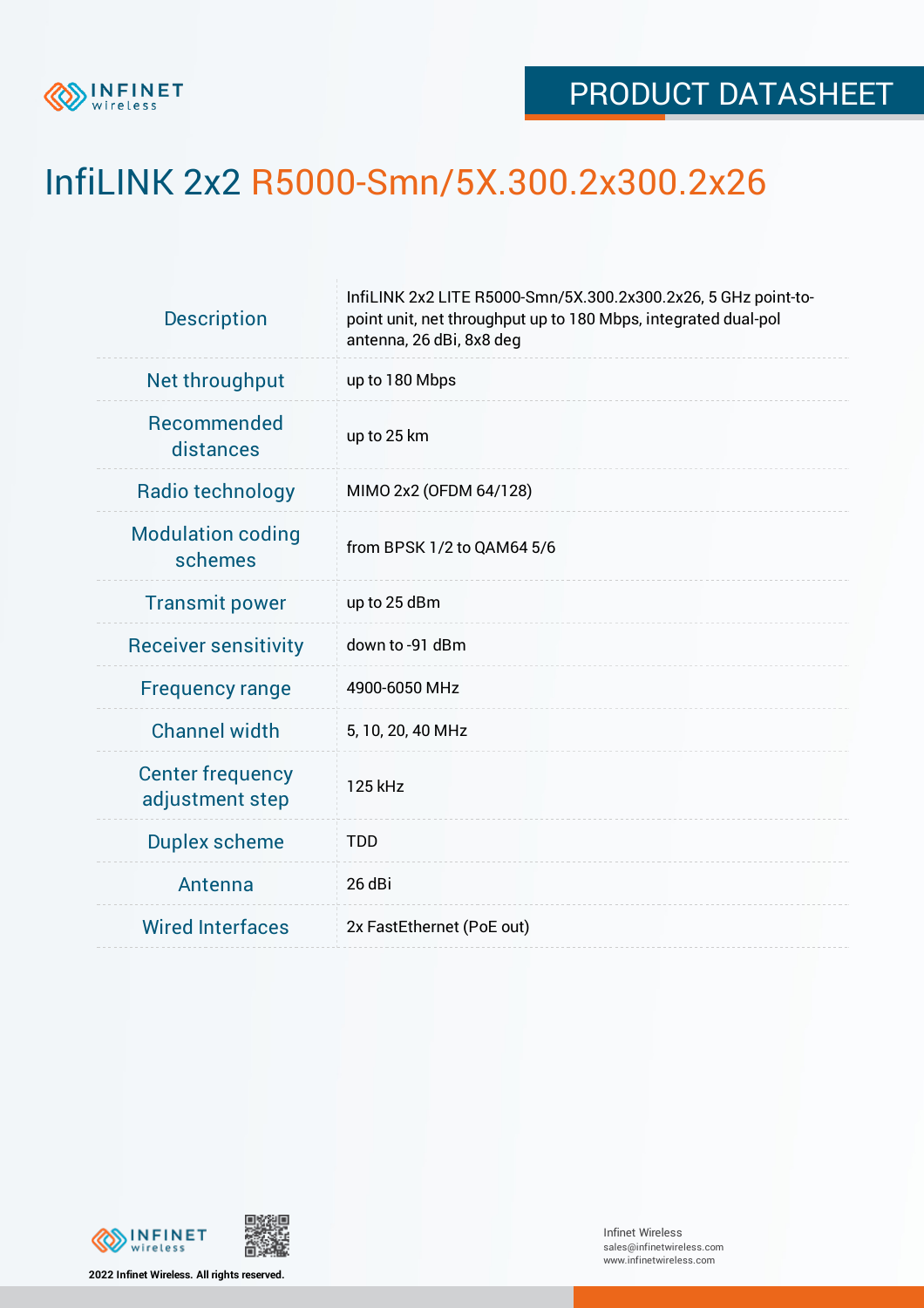PRODUCT DATASHEET

# InfiLINK 2x2 R5000-Smn/5X.300.2x300.2x26

| | |
|---|---|
| Description | InfiLINK 2x2 LITE R5000-Smn/5X.300.2x300.2x26, 5 GHz point-to-point unit, net throughput up to 180 Mbps, integrated dual-pol antenna, 26 dBi, 8x8 deg |
| Net throughput | up to 180 Mbps |
| Recommended distances | up to 25 km |
| Radio technology | MIMO 2x2 (OFDM 64/128) |
| Modulation coding schemes | from BPSK 1/2 to QAM64 5/6 |
| Transmit power | up to 25 dBm |
| Receiver sensitivity | down to -91 dBm |
| Frequency range | 4900-6050 MHz |
| Channel width | 5, 10, 20, 40 MHz |
| Center frequency adjustment step | 125 kHz |
| Duplex scheme | TDD |
| Antenna | 26 dBi |
| Wired Interfaces | 2x FastEthernet (PoE out) |

2022 Infinet Wireless. All rights reserved.

Infinet Wireless
sales@infinetwireless.com
www.infinetwireless.com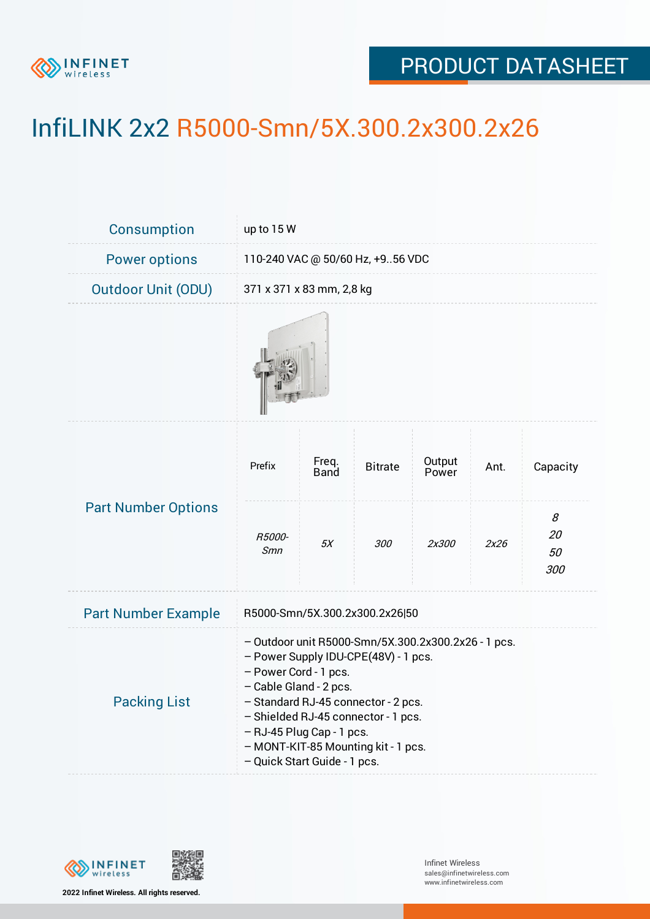# InfiLINK 2x2 R5000-Smn/5X.300.2x300.2x26

| | |
|---|---|
| Consumption | up to 15 W |
| Power options | 110-240 VAC @ 50/60 Hz, +9..56 VDC |
| Outdoor Unit (ODU) | 371 x 371 x 83 mm, 2,8 kg |

**Part Number Options**

| Prefix | Freq. Band | Bitrate | Output Power | Ant. | Capacity |
|---|---|---|---|---|---|
| *R5000-Smn* | *5X* | *300* | *2x300* | *2x26* | *8*<br>*20*<br>*50*<br>*300* |

| | |
|---|---|
| Part Number Example | R5000-Smn/5X.300.2x300.2x26\|50 |

**Packing List**

- Outdoor unit R5000-Smn/5X.300.2x300.2x26 - 1 pcs.
- Power Supply IDU-CPE(48V) - 1 pcs.
- Power Cord - 1 pcs.
- Cable Gland - 2 pcs.
- Standard RJ-45 connector - 2 pcs.
- Shielded RJ-45 connector - 1 pcs.
- RJ-45 Plug Cap - 1 pcs.
- MONT-KIT-85 Mounting kit - 1 pcs.
- Quick Start Guide - 1 pcs.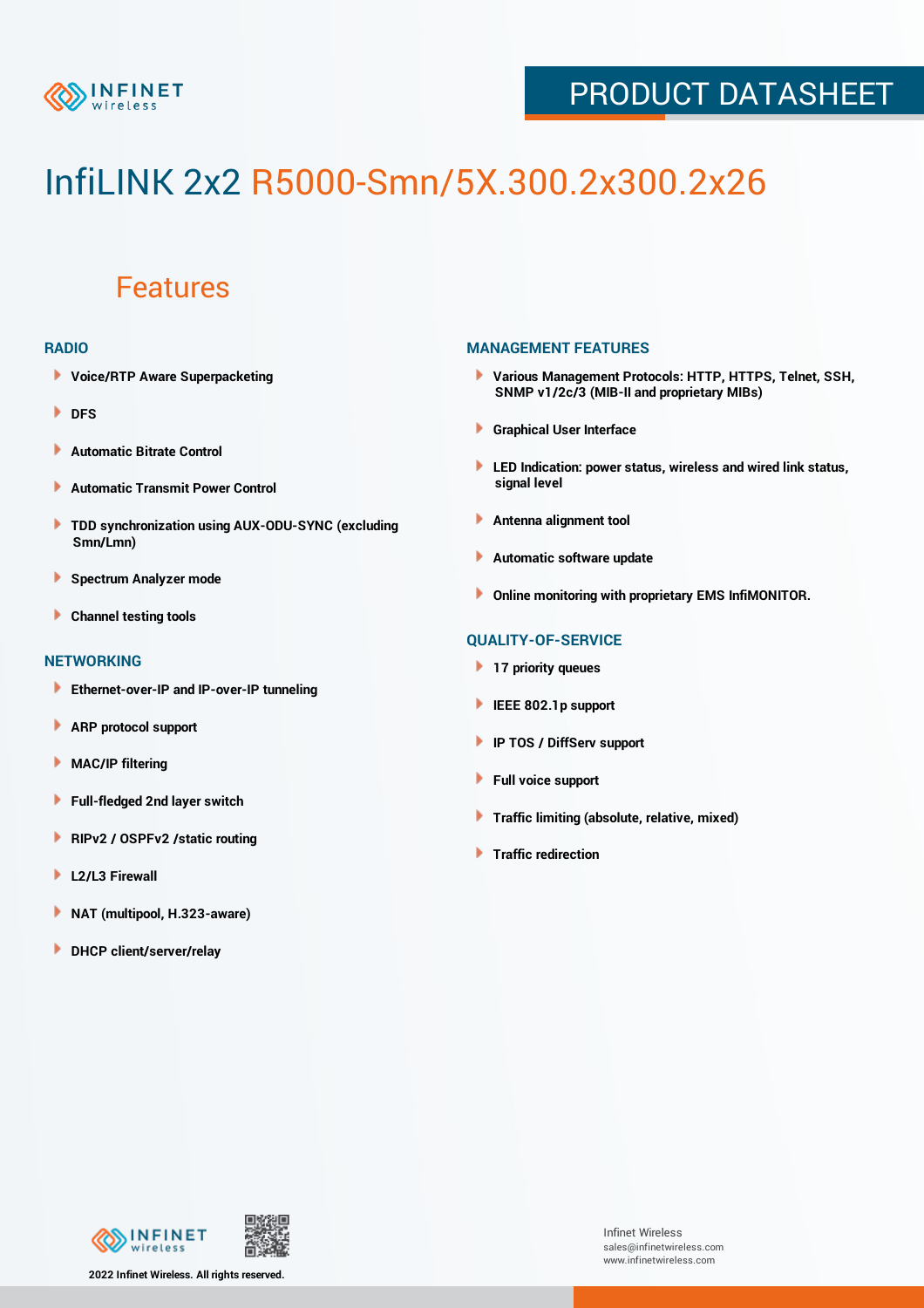# InfiLINK 2x2 R5000-Smn/5X.300.2x300.2x26

## Features

### RADIO

- Voice/RTP Aware Superpacketing
- DFS
- Automatic Bitrate Control
- Automatic Transmit Power Control
- TDD synchronization using AUX-ODU-SYNC (excluding Smn/Lmn)
- Spectrum Analyzer mode
- Channel testing tools

### NETWORKING

- Ethernet-over-IP and IP-over-IP tunneling
- ARP protocol support
- MAC/IP filtering
- Full-fledged 2nd layer switch
- RIPv2 / OSPFv2 /static routing
- L2/L3 Firewall
- NAT (multipool, H.323-aware)
- DHCP client/server/relay

### MANAGEMENT FEATURES

- Various Management Protocols: HTTP, HTTPS, Telnet, SSH, SNMP v1/2c/3 (MIB-II and proprietary MIBs)
- Graphical User Interface
- LED Indication: power status, wireless and wired link status, signal level
- Antenna alignment tool
- Automatic software update
- Online monitoring with proprietary EMS InfiMONITOR.

### QUALITY-OF-SERVICE

- 17 priority queues
- IEEE 802.1p support
- IP TOS / DiffServ support
- Full voice support
- Traffic limiting (absolute, relative, mixed)
- Traffic redirection

2022 Infinet Wireless. All rights reserved.

Infinet Wireless
sales@infinetwireless.com
www.infinetwireless.com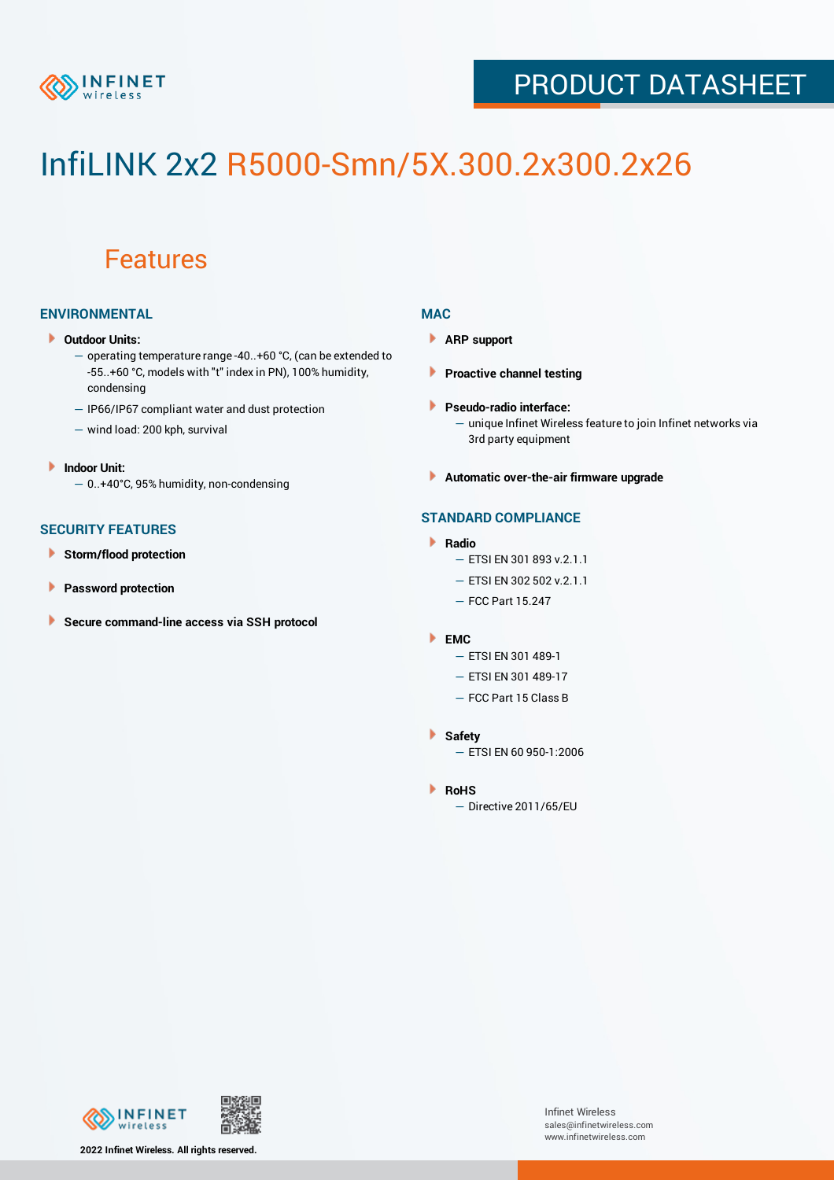# InfiLINK 2x2 R5000-Smn/5X.300.2x300.2x26

## Features

### ENVIRONMENTAL

- **Outdoor Units:**
  - operating temperature range -40..+60 °C, (can be extended to -55..+60 °C, models with "t" index in PN), 100% humidity, condensing
  - IP66/IP67 compliant water and dust protection
  - wind load: 200 kph, survival
- **Indoor Unit:**
  - 0..+40°C, 95% humidity, non-condensing

### SECURITY FEATURES

- **Storm/flood protection**
- **Password protection**
- **Secure command-line access via SSH protocol**

### MAC

- **ARP support**
- **Proactive channel testing**
- **Pseudo-radio interface:**
  - unique Infinet Wireless feature to join Infinet networks via 3rd party equipment
- **Automatic over-the-air firmware upgrade**

### STANDARD COMPLIANCE

- **Radio**
  - ETSI EN 301 893 v.2.1.1
  - ETSI EN 302 502 v.2.1.1
  - FCC Part 15.247
- **EMC**
  - ETSI EN 301 489-1
  - ETSI EN 301 489-17
  - FCC Part 15 Class B
- **Safety**
  - ETSI EN 60 950-1:2006
- **RoHS**
  - Directive 2011/65/EU

2022 Infinet Wireless. All rights reserved.

Infinet Wireless
sales@infinetwireless.com
www.infinetwireless.com